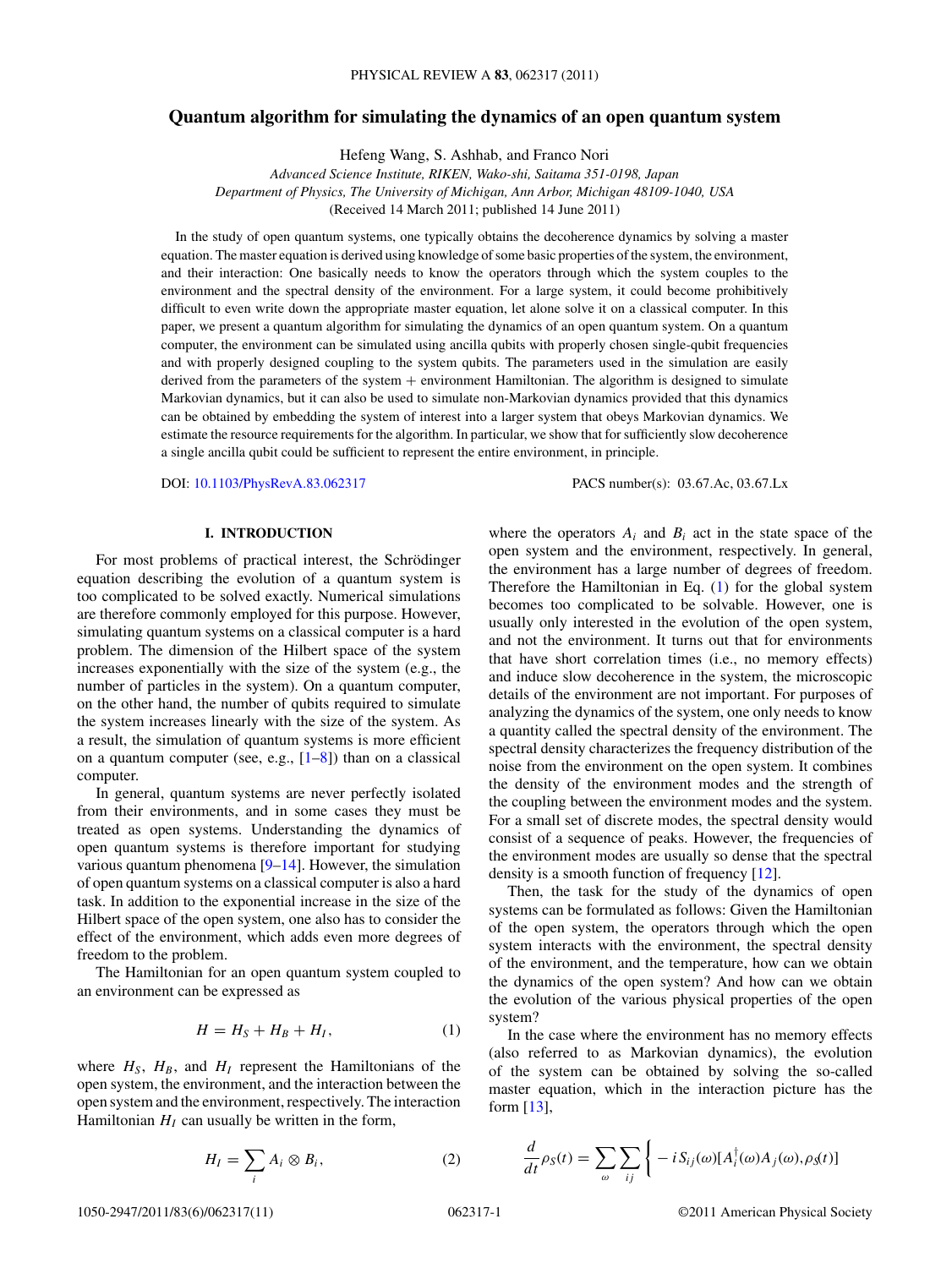# Quantum algorithm for simulating the dynamics of an open quantum system

Hefeng Wang, S. Ashhab, and Franco Nori

*Advanced Science Institute, RIKEN, Wako-shi, Saitama 351-0198, Japan*
*Department of Physics, The University of Michigan, Ann Arbor, Michigan 48109-1040, USA*
(Received 14 March 2011; published 14 June 2011)

In the study of open quantum systems, one typically obtains the decoherence dynamics by solving a master equation. The master equation is derived using knowledge of some basic properties of the system, the environment, and their interaction: One basically needs to know the operators through which the system couples to the environment and the spectral density of the environment. For a large system, it could become prohibitively difficult to even write down the appropriate master equation, let alone solve it on a classical computer. In this paper, we present a quantum algorithm for simulating the dynamics of an open quantum system. On a quantum computer, the environment can be simulated using ancilla qubits with properly chosen single-qubit frequencies and with properly designed coupling to the system qubits. The parameters used in the simulation are easily derived from the parameters of the system + environment Hamiltonian. The algorithm is designed to simulate Markovian dynamics, but it can also be used to simulate non-Markovian dynamics provided that this dynamics can be obtained by embedding the system of interest into a larger system that obeys Markovian dynamics. We estimate the resource requirements for the algorithm. In particular, we show that for sufficiently slow decoherence a single ancilla qubit could be sufficient to represent the entire environment, in principle.

DOI: 10.1103/PhysRevA.83.062317 PACS number(s): 03.67.Ac, 03.67.Lx

## I. INTRODUCTION

For most problems of practical interest, the Schrödinger equation describing the evolution of a quantum system is too complicated to be solved exactly. Numerical simulations are therefore commonly employed for this purpose. However, simulating quantum systems on a classical computer is a hard problem. The dimension of the Hilbert space of the system increases exponentially with the size of the system (e.g., the number of particles in the system). On a quantum computer, on the other hand, the number of qubits required to simulate the system increases linearly with the size of the system. As a result, the simulation of quantum systems is more efficient on a quantum computer (see, e.g., [1–8]) than on a classical computer.

In general, quantum systems are never perfectly isolated from their environments, and in some cases they must be treated as open systems. Understanding the dynamics of open quantum systems is therefore important for studying various quantum phenomena [9–14]. However, the simulation of open quantum systems on a classical computer is also a hard task. In addition to the exponential increase in the size of the Hilbert space of the open system, one also has to consider the effect of the environment, which adds even more degrees of freedom to the problem.

The Hamiltonian for an open quantum system coupled to an environment can be expressed as

$$H = H_S + H_B + H_I, \tag{1}$$

where $H_S$, $H_B$, and $H_I$ represent the Hamiltonians of the open system, the environment, and the interaction between the open system and the environment, respectively. The interaction Hamiltonian $H_I$ can usually be written in the form,

$$H_I = \sum_i A_i \otimes B_i, \tag{2}$$

where the operators $A_i$ and $B_i$ act in the state space of the open system and the environment, respectively. In general, the environment has a large number of degrees of freedom. Therefore the Hamiltonian in Eq. (1) for the global system becomes too complicated to be solvable. However, one is usually only interested in the evolution of the open system, and not the environment. It turns out that for environments that have short correlation times (i.e., no memory effects) and induce slow decoherence in the system, the microscopic details of the environment are not important. For purposes of analyzing the dynamics of the system, one only needs to know a quantity called the spectral density of the environment. The spectral density characterizes the frequency distribution of the noise from the environment on the open system. It combines the density of the environment modes and the strength of the coupling between the environment modes and the system. For a small set of discrete modes, the spectral density would consist of a sequence of peaks. However, the frequencies of the environment modes are usually so dense that the spectral density is a smooth function of frequency [12].

Then, the task for the study of the dynamics of open systems can be formulated as follows: Given the Hamiltonian of the open system, the operators through which the open system interacts with the environment, the spectral density of the environment, and the temperature, how can we obtain the dynamics of the open system? And how can we obtain the evolution of the various physical properties of the open system?

In the case where the environment has no memory effects (also referred to as Markovian dynamics), the evolution of the system can be obtained by solving the so-called master equation, which in the interaction picture has the form [13],

$$\frac{d}{dt}\rho_S(t) = \sum_\omega \sum_{ij} \Big\{ -iS_{ij}(\omega)[A_i^\dagger(\omega)A_j(\omega),\rho_S(t)]$$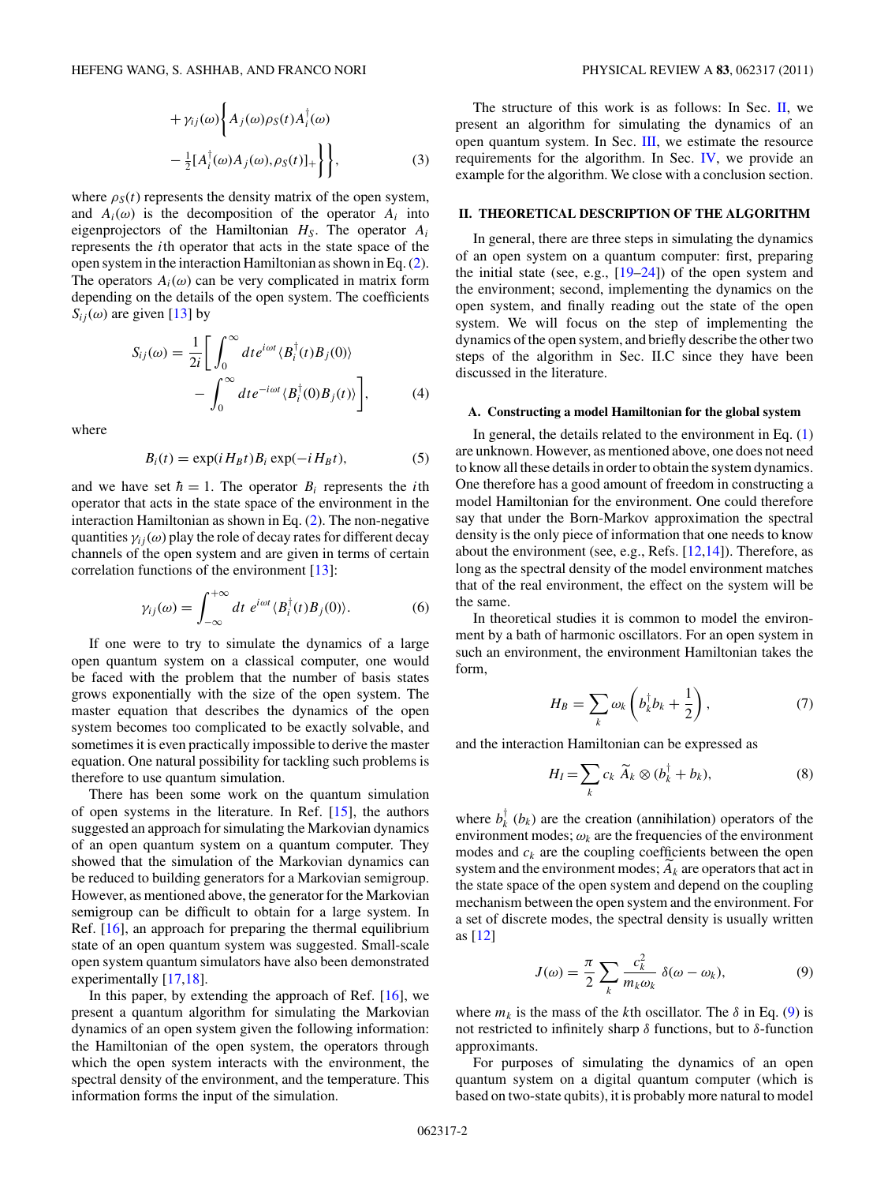$$
+ \gamma_{ij}(\omega)\left\{A_j(\omega)\rho_S(t)A_i^{\dagger}(\omega) - \tfrac{1}{2}[A_i^{\dagger}(\omega)A_j(\omega),\rho_S(t)]_+\right\}\Bigg\}, \tag{3}
$$

where $\rho_S(t)$ represents the density matrix of the open system, and $A_i(\omega)$ is the decomposition of the operator $A_i$ into eigenprojectors of the Hamiltonian $H_S$. The operator $A_i$ represents the $i$th operator that acts in the state space of the open system in the interaction Hamiltonian as shown in Eq. (2). The operators $A_i(\omega)$ can be very complicated in matrix form depending on the details of the open system. The coefficients $S_{ij}(\omega)$ are given [13] by

$$
S_{ij}(\omega) = \frac{1}{2i}\left[\int_0^{\infty} dt e^{i\omega t}\langle B_i^{\dagger}(t)B_j(0)\rangle - \int_0^{\infty} dt e^{-i\omega t}\langle B_i^{\dagger}(0)B_j(t)\rangle\right], \tag{4}
$$

where

$$
B_i(t) = \exp(iH_B t)B_i\exp(-iH_B t), \tag{5}
$$

and we have set $\hbar = 1$. The operator $B_i$ represents the $i$th operator that acts in the state space of the environment in the interaction Hamiltonian as shown in Eq. (2). The non-negative quantities $\gamma_{ij}(\omega)$ play the role of decay rates for different decay channels of the open system and are given in terms of certain correlation functions of the environment [13]:

$$
\gamma_{ij}(\omega) = \int_{-\infty}^{+\infty} dt\ e^{i\omega t}\langle B_i^{\dagger}(t)B_j(0)\rangle. \tag{6}
$$

If one were to try to simulate the dynamics of a large open quantum system on a classical computer, one would be faced with the problem that the number of basis states grows exponentially with the size of the open system. The master equation that describes the dynamics of the open system becomes too complicated to be exactly solvable, and sometimes it is even practically impossible to derive the master equation. One natural possibility for tackling such problems is therefore to use quantum simulation.

There has been some work on the quantum simulation of open systems in the literature. In Ref. [15], the authors suggested an approach for simulating the Markovian dynamics of an open quantum system on a quantum computer. They showed that the simulation of the Markovian dynamics can be reduced to building generators for a Markovian semigroup. However, as mentioned above, the generator for the Markovian semigroup can be difficult to obtain for a large system. In Ref. [16], an approach for preparing the thermal equilibrium state of an open quantum system was suggested. Small-scale open system quantum simulators have also been demonstrated experimentally [17,18].

In this paper, by extending the approach of Ref. [16], we present a quantum algorithm for simulating the Markovian dynamics of an open system given the following information: the Hamiltonian of the open system, the operators through which the open system interacts with the environment, the spectral density of the environment, and the temperature. This information forms the input of the simulation.

The structure of this work is as follows: In Sec. II, we present an algorithm for simulating the dynamics of an open quantum system. In Sec. III, we estimate the resource requirements for the algorithm. In Sec. IV, we provide an example for the algorithm. We close with a conclusion section.

## II. THEORETICAL DESCRIPTION OF THE ALGORITHM

In general, there are three steps in simulating the dynamics of an open system on a quantum computer: first, preparing the initial state (see, e.g., [19–24]) of the open system and the environment; second, implementing the dynamics on the open system, and finally reading out the state of the open system. We will focus on the step of implementing the dynamics of the open system, and briefly describe the other two steps of the algorithm in Sec. II.C since they have been discussed in the literature.

### A. Constructing a model Hamiltonian for the global system

In general, the details related to the environment in Eq. (1) are unknown. However, as mentioned above, one does not need to know all these details in order to obtain the system dynamics. One therefore has a good amount of freedom in constructing a model Hamiltonian for the environment. One could therefore say that under the Born-Markov approximation the spectral density is the only piece of information that one needs to know about the environment (see, e.g., Refs. [12,14]). Therefore, as long as the spectral density of the model environment matches that of the real environment, the effect on the system will be the same.

In theoretical studies it is common to model the environment by a bath of harmonic oscillators. For an open system in such an environment, the environment Hamiltonian takes the form,

$$
H_B = \sum_k \omega_k\left(b_k^{\dagger}b_k + \frac{1}{2}\right), \tag{7}
$$

and the interaction Hamiltonian can be expressed as

$$
H_I = \sum_k c_k\ \widetilde{A}_k \otimes (b_k^{\dagger} + b_k), \tag{8}
$$

where $b_k^{\dagger}$ ($b_k$) are the creation (annihilation) operators of the environment modes; $\omega_k$ are the frequencies of the environment modes and $c_k$ are the coupling coefficients between the open system and the environment modes; $\widetilde{A}_k$ are operators that act in the state space of the open system and depend on the coupling mechanism between the open system and the environment. For a set of discrete modes, the spectral density is usually written as [12]

$$
J(\omega) = \frac{\pi}{2}\sum_k \frac{c_k^2}{m_k\omega_k}\ \delta(\omega - \omega_k), \tag{9}
$$

where $m_k$ is the mass of the $k$th oscillator. The $\delta$ in Eq. (9) is not restricted to infinitely sharp $\delta$ functions, but to $\delta$-function approximants.

For purposes of simulating the dynamics of an open quantum system on a digital quantum computer (which is based on two-state qubits), it is probably more natural to model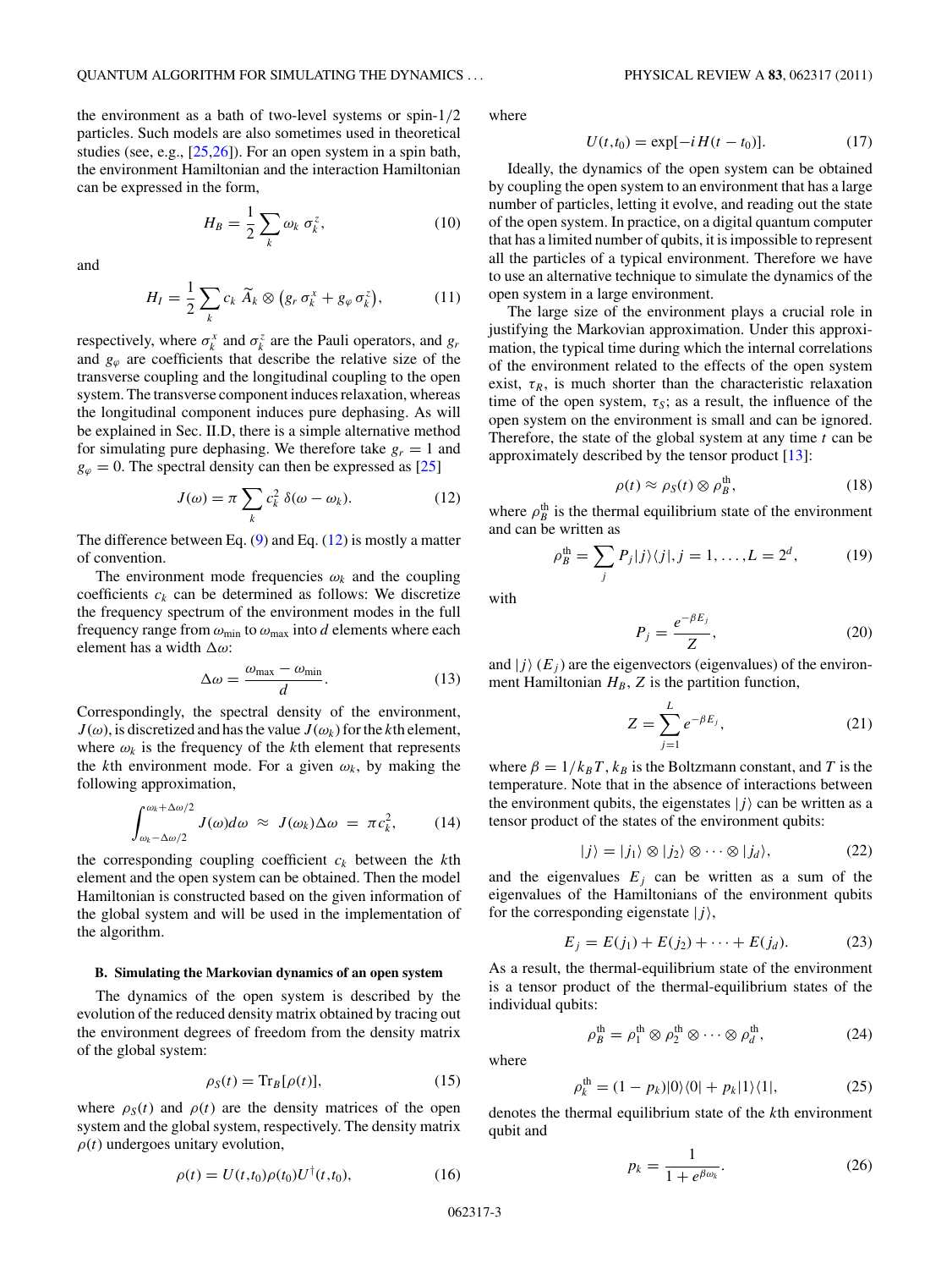the environment as a bath of two-level systems or spin-1/2 particles. Such models are also sometimes used in theoretical studies (see, e.g., [25,26]). For an open system in a spin bath, the environment Hamiltonian and the interaction Hamiltonian can be expressed in the form,

$$H_B = \frac{1}{2}\sum_k \omega_k\, \sigma_k^z, \tag{10}$$

and

$$H_I = \frac{1}{2}\sum_k c_k\, \widetilde{A}_k \otimes \left(g_r\, \sigma_k^x + g_\varphi\, \sigma_k^z\right), \tag{11}$$

respectively, where $\sigma_k^x$ and $\sigma_k^z$ are the Pauli operators, and $g_r$ and $g_\varphi$ are coefficients that describe the relative size of the transverse coupling and the longitudinal coupling to the open system. The transverse component induces relaxation, whereas the longitudinal component induces pure dephasing. As will be explained in Sec. II.D, there is a simple alternative method for simulating pure dephasing. We therefore take $g_r = 1$ and $g_\varphi = 0$. The spectral density can then be expressed as [25]

$$J(\omega) = \pi \sum_k c_k^2\, \delta(\omega - \omega_k). \tag{12}$$

The difference between Eq. (9) and Eq. (12) is mostly a matter of convention.

The environment mode frequencies $\omega_k$ and the coupling coefficients $c_k$ can be determined as follows: We discretize the frequency spectrum of the environment modes in the full frequency range from $\omega_{\min}$ to $\omega_{\max}$ into $d$ elements where each element has a width $\Delta\omega$:

$$\Delta\omega = \frac{\omega_{\max} - \omega_{\min}}{d}. \tag{13}$$

Correspondingly, the spectral density of the environment, $J(\omega)$, is discretized and has the value $J(\omega_k)$ for the $k$th element, where $\omega_k$ is the frequency of the $k$th element that represents the $k$th environment mode. For a given $\omega_k$, by making the following approximation,

$$\int_{\omega_k - \Delta\omega/2}^{\omega_k + \Delta\omega/2} J(\omega) d\omega \;\approx\; J(\omega_k)\Delta\omega \;=\; \pi c_k^2, \tag{14}$$

the corresponding coupling coefficient $c_k$ between the $k$th element and the open system can be obtained. Then the model Hamiltonian is constructed based on the given information of the global system and will be used in the implementation of the algorithm.

### B. Simulating the Markovian dynamics of an open system

The dynamics of the open system is described by the evolution of the reduced density matrix obtained by tracing out the environment degrees of freedom from the density matrix of the global system:

$$\rho_S(t) = \mathrm{Tr}_B[\rho(t)], \tag{15}$$

where $\rho_S(t)$ and $\rho(t)$ are the density matrices of the open system and the global system, respectively. The density matrix $\rho(t)$ undergoes unitary evolution,

$$\rho(t) = U(t,t_0)\rho(t_0)U^\dagger(t,t_0), \tag{16}$$

where

$$U(t,t_0) = \exp[-iH(t - t_0)]. \tag{17}$$

Ideally, the dynamics of the open system can be obtained by coupling the open system to an environment that has a large number of particles, letting it evolve, and reading out the state of the open system. In practice, on a digital quantum computer that has a limited number of qubits, it is impossible to represent all the particles of a typical environment. Therefore we have to use an alternative technique to simulate the dynamics of the open system in a large environment.

The large size of the environment plays a crucial role in justifying the Markovian approximation. Under this approximation, the typical time during which the internal correlations of the environment related to the effects of the open system exist, $\tau_R$, is much shorter than the characteristic relaxation time of the open system, $\tau_S$; as a result, the influence of the open system on the environment is small and can be ignored. Therefore, the state of the global system at any time $t$ can be approximately described by the tensor product [13]:

$$\rho(t) \approx \rho_S(t) \otimes \rho_B^{\mathrm{th}}, \tag{18}$$

where $\rho_B^{\mathrm{th}}$ is the thermal equilibrium state of the environment and can be written as

$$\rho_B^{\mathrm{th}} = \sum_j P_j |j\rangle\langle j|, j = 1, \ldots, L = 2^d, \tag{19}$$

with

$$P_j = \frac{e^{-\beta E_j}}{Z}, \tag{20}$$

and $|j\rangle$ ($E_j$) are the eigenvectors (eigenvalues) of the environment Hamiltonian $H_B$, $Z$ is the partition function,

$$Z = \sum_{j=1}^{L} e^{-\beta E_j}, \tag{21}$$

where $\beta = 1/k_B T$, $k_B$ is the Boltzmann constant, and $T$ is the temperature. Note that in the absence of interactions between the environment qubits, the eigenstates $|j\rangle$ can be written as a tensor product of the states of the environment qubits:

$$|j\rangle = |j_1\rangle \otimes |j_2\rangle \otimes \cdots \otimes |j_d\rangle, \tag{22}$$

and the eigenvalues $E_j$ can be written as a sum of the eigenvalues of the Hamiltonians of the environment qubits for the corresponding eigenstate $|j\rangle$,

$$E_j = E(j_1) + E(j_2) + \cdots + E(j_d). \tag{23}$$

As a result, the thermal-equilibrium state of the environment is a tensor product of the thermal-equilibrium states of the individual qubits:

$$\rho_B^{\mathrm{th}} = \rho_1^{\mathrm{th}} \otimes \rho_2^{\mathrm{th}} \otimes \cdots \otimes \rho_d^{\mathrm{th}}, \tag{24}$$

where

$$\rho_k^{\mathrm{th}} = (1 - p_k)|0\rangle\langle 0| + p_k|1\rangle\langle 1|, \tag{25}$$

denotes the thermal equilibrium state of the $k$th environment qubit and

$$p_k = \frac{1}{1 + e^{\beta\omega_k}}. \tag{26}$$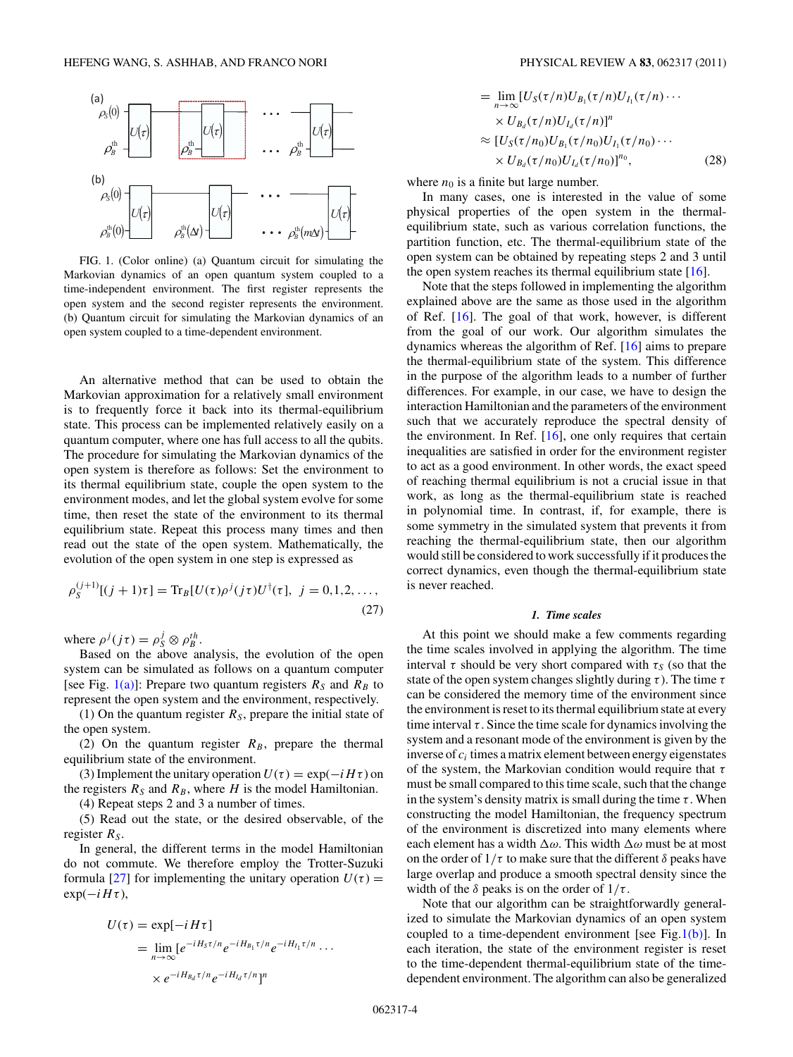FIG. 1. (Color online) (a) Quantum circuit for simulating the Markovian dynamics of an open quantum system coupled to a time-independent environment. The first register represents the open system and the second register represents the environment. (b) Quantum circuit for simulating the Markovian dynamics of an open system coupled to a time-dependent environment.

An alternative method that can be used to obtain the Markovian approximation for a relatively small environment is to frequently force it back into its thermal-equilibrium state. This process can be implemented relatively easily on a quantum computer, where one has full access to all the qubits. The procedure for simulating the Markovian dynamics of the open system is therefore as follows: Set the environment to its thermal equilibrium state, couple the open system to the environment modes, and let the global system evolve for some time, then reset the state of the environment to its thermal equilibrium state. Repeat this process many times and then read out the state of the open system. Mathematically, the evolution of the open system in one step is expressed as

$$\rho_S^{(j+1)}[(j+1)\tau] = \mathrm{Tr}_B[U(\tau)\rho^j(j\tau)U^\dagger(\tau)],\ \ j = 0,1,2,\ldots, \tag{27}$$

where $\rho^j(j\tau) = \rho_S^j \otimes \rho_B^{th}$.

Based on the above analysis, the evolution of the open system can be simulated as follows on a quantum computer [see Fig. 1(a)]: Prepare two quantum registers $R_S$ and $R_B$ to represent the open system and the environment, respectively.

(1) On the quantum register $R_S$, prepare the initial state of the open system.

(2) On the quantum register $R_B$, prepare the thermal equilibrium state of the environment.

(3) Implement the unitary operation $U(\tau) = \exp(-iH\tau)$ on the registers $R_S$ and $R_B$, where $H$ is the model Hamiltonian.

(4) Repeat steps 2 and 3 a number of times.

(5) Read out the state, or the desired observable, of the register $R_S$.

In general, the different terms in the model Hamiltonian do not commute. We therefore employ the Trotter-Suzuki formula [27] for implementing the unitary operation $U(\tau) = \exp(-iH\tau)$,

$$\begin{aligned}
U(\tau) &= \exp[-iH\tau] \\
&= \lim_{n\to\infty}[e^{-iH_S\tau/n}e^{-iH_{B_1}\tau/n}e^{-iH_{I_1}\tau/n}\cdots \\
&\quad \times e^{-iH_{B_d}\tau/n}e^{-iH_{I_d}\tau/n}]^n \\
&= \lim_{n\to\infty}[U_S(\tau/n)U_{B_1}(\tau/n)U_{I_1}(\tau/n)\cdots \\
&\quad \times U_{B_d}(\tau/n)U_{I_d}(\tau/n)]^n \\
&\approx [U_S(\tau/n_0)U_{B_1}(\tau/n_0)U_{I_1}(\tau/n_0)\cdots \\
&\quad \times U_{B_d}(\tau/n_0)U_{I_d}(\tau/n_0)]^{n_0},
\end{aligned} \tag{28}$$

where $n_0$ is a finite but large number.

In many cases, one is interested in the value of some physical properties of the open system in the thermal-equilibrium state, such as various correlation functions, the partition function, etc. The thermal-equilibrium state of the open system can be obtained by repeating steps 2 and 3 until the open system reaches its thermal equilibrium state [16].

Note that the steps followed in implementing the algorithm explained above are the same as those used in the algorithm of Ref. [16]. The goal of that work, however, is different from the goal of our work. Our algorithm simulates the dynamics whereas the algorithm of Ref. [16] aims to prepare the thermal-equilibrium state of the system. This difference in the purpose of the algorithm leads to a number of further differences. For example, in our case, we have to design the interaction Hamiltonian and the parameters of the environment such that we accurately reproduce the spectral density of the environment. In Ref. [16], one only requires that certain inequalities are satisfied in order for the environment register to act as a good environment. In other words, the exact speed of reaching thermal equilibrium is not a crucial issue in that work, as long as the thermal-equilibrium state is reached in polynomial time. In contrast, if, for example, there is some symmetry in the simulated system that prevents it from reaching the thermal-equilibrium state, then our algorithm would still be considered to work successfully if it produces the correct dynamics, even though the thermal-equilibrium state is never reached.

#### *1. Time scales*

At this point we should make a few comments regarding the time scales involved in applying the algorithm. The time interval $\tau$ should be very short compared with $\tau_S$ (so that the state of the open system changes slightly during $\tau$). The time $\tau$ can be considered the memory time of the environment since the environment is reset to its thermal equilibrium state at every time interval $\tau$. Since the time scale for dynamics involving the system and a resonant mode of the environment is given by the inverse of $c_i$ times a matrix element between energy eigenstates of the system, the Markovian condition would require that $\tau$ must be small compared to this time scale, such that the change in the system's density matrix is small during the time $\tau$. When constructing the model Hamiltonian, the frequency spectrum of the environment is discretized into many elements where each element has a width $\Delta\omega$. This width $\Delta\omega$ must be at most on the order of $1/\tau$ to make sure that the different $\delta$ peaks have large overlap and produce a smooth spectral density since the width of the $\delta$ peaks is on the order of $1/\tau$.

Note that our algorithm can be straightforwardly generalized to simulate the Markovian dynamics of an open system coupled to a time-dependent environment [see Fig. 1(b)]. In each iteration, the state of the environment register is reset to the time-dependent thermal-equilibrium state of the time-dependent environment. The algorithm can also be generalized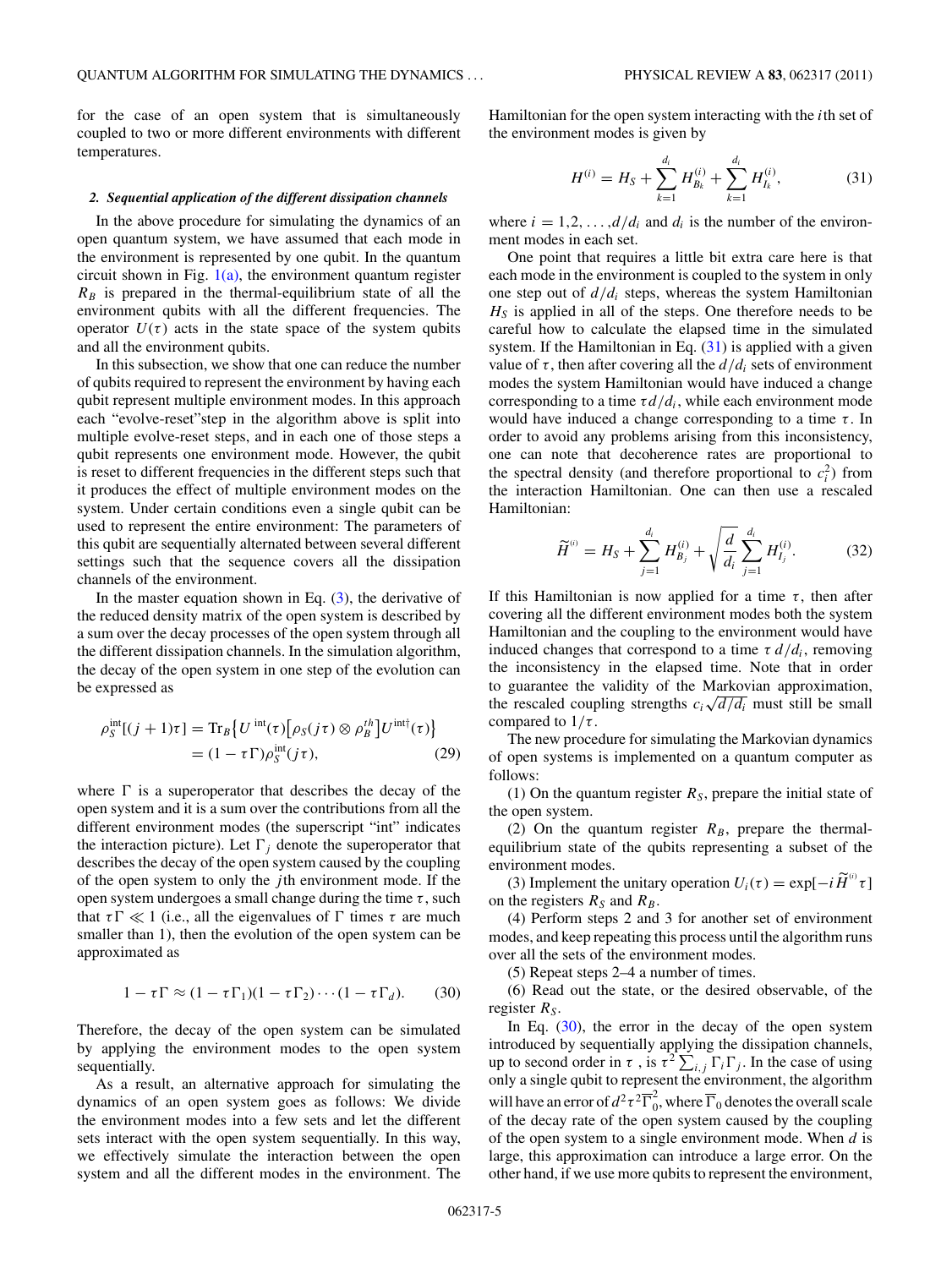for the case of an open system that is simultaneously coupled to two or more different environments with different temperatures.

#### 2. Sequential application of the different dissipation channels

In the above procedure for simulating the dynamics of an open quantum system, we have assumed that each mode in the environment is represented by one qubit. In the quantum circuit shown in Fig. 1(a), the environment quantum register $R_B$ is prepared in the thermal-equilibrium state of all the environment qubits with all the different frequencies. The operator $U(\tau)$ acts in the state space of the system qubits and all the environment qubits.

In this subsection, we show that one can reduce the number of qubits required to represent the environment by having each qubit represent multiple environment modes. In this approach each "evolve-reset"step in the algorithm above is split into multiple evolve-reset steps, and in each one of those steps a qubit represents one environment mode. However, the qubit is reset to different frequencies in the different steps such that it produces the effect of multiple environment modes on the system. Under certain conditions even a single qubit can be used to represent the entire environment: The parameters of this qubit are sequentially alternated between several different settings such that the sequence covers all the dissipation channels of the environment.

In the master equation shown in Eq. (3), the derivative of the reduced density matrix of the open system is described by a sum over the decay processes of the open system through all the different dissipation channels. In the simulation algorithm, the decay of the open system in one step of the evolution can be expressed as

$$
\begin{aligned}
\rho_S^{\text{int}}[(j+1)\tau] &= \text{Tr}_B\{U^{\text{int}}(\tau)[\rho_S(j\tau)\otimes\rho_B^{th}]U^{\text{int}\dagger}(\tau)\} \\
&= (1-\tau\Gamma)\rho_S^{\text{int}}(j\tau),
\end{aligned} \tag{29}
$$

where $\Gamma$ is a superoperator that describes the decay of the open system and it is a sum over the contributions from all the different environment modes (the superscript "int" indicates the interaction picture). Let $\Gamma_j$ denote the superoperator that describes the decay of the open system caused by the coupling of the open system to only the $j$th environment mode. If the open system undergoes a small change during the time $\tau$, such that $\tau\Gamma \ll 1$ (i.e., all the eigenvalues of $\Gamma$ times $\tau$ are much smaller than 1), then the evolution of the open system can be approximated as

$$
1-\tau\Gamma \approx (1-\tau\Gamma_1)(1-\tau\Gamma_2)\cdots(1-\tau\Gamma_d). \tag{30}
$$

Therefore, the decay of the open system can be simulated by applying the environment modes to the open system sequentially.

As a result, an alternative approach for simulating the dynamics of an open system goes as follows: We divide the environment modes into a few sets and let the different sets interact with the open system sequentially. In this way, we effectively simulate the interaction between the open system and all the different modes in the environment. The Hamiltonian for the open system interacting with the $i$th set of the environment modes is given by

$$
H^{(i)} = H_S + \sum_{k=1}^{d_i} H_{B_k}^{(i)} + \sum_{k=1}^{d_i} H_{I_k}^{(i)}, \tag{31}
$$

where $i = 1,2,\ldots,d/d_i$ and $d_i$ is the number of the environment modes in each set.

One point that requires a little bit extra care here is that each mode in the environment is coupled to the system in only one step out of $d/d_i$ steps, whereas the system Hamiltonian $H_S$ is applied in all of the steps. One therefore needs to be careful how to calculate the elapsed time in the simulated system. If the Hamiltonian in Eq. (31) is applied with a given value of $\tau$, then after covering all the $d/d_i$ sets of environment modes the system Hamiltonian would have induced a change corresponding to a time $\tau d/d_i$, while each environment mode would have induced a change corresponding to a time $\tau$. In order to avoid any problems arising from this inconsistency, one can note that decoherence rates are proportional to the spectral density (and therefore proportional to $c_i^2$) from the interaction Hamiltonian. One can then use a rescaled Hamiltonian:

$$
\widetilde{H}^{(i)} = H_S + \sum_{j=1}^{d_i} H_{B_j}^{(i)} + \sqrt{\frac{d}{d_i}}\sum_{j=1}^{d_i} H_{I_j}^{(i)}. \tag{32}
$$

If this Hamiltonian is now applied for a time $\tau$, then after covering all the different environment modes both the system Hamiltonian and the coupling to the environment would have induced changes that correspond to a time $\tau\, d/d_i$, removing the inconsistency in the elapsed time. Note that in order to guarantee the validity of the Markovian approximation, the rescaled coupling strengths $c_i\sqrt{d/d_i}$ must still be small compared to $1/\tau$.

The new procedure for simulating the Markovian dynamics of open systems is implemented on a quantum computer as follows:

(1) On the quantum register $R_S$, prepare the initial state of the open system.

(2) On the quantum register $R_B$, prepare the thermal-equilibrium state of the qubits representing a subset of the environment modes.

(3) Implement the unitary operation $U_i(\tau) = \exp[-i\widetilde{H}^{(i)}\tau]$ on the registers $R_S$ and $R_B$.

(4) Perform steps 2 and 3 for another set of environment modes, and keep repeating this process until the algorithm runs over all the sets of the environment modes.

(5) Repeat steps 2–4 a number of times.

(6) Read out the state, or the desired observable, of the register $R_S$.

In Eq. (30), the error in the decay of the open system introduced by sequentially applying the dissipation channels, up to second order in $\tau$ , is $\tau^2\sum_{i,j}\Gamma_i\Gamma_j$. In the case of using only a single qubit to represent the environment, the algorithm will have an error of $d^2\tau^2\overline{\Gamma}_0^2$, where $\overline{\Gamma}_0$ denotes the overall scale of the decay rate of the open system caused by the coupling of the open system to a single environment mode. When $d$ is large, this approximation can introduce a large error. On the other hand, if we use more qubits to represent the environment,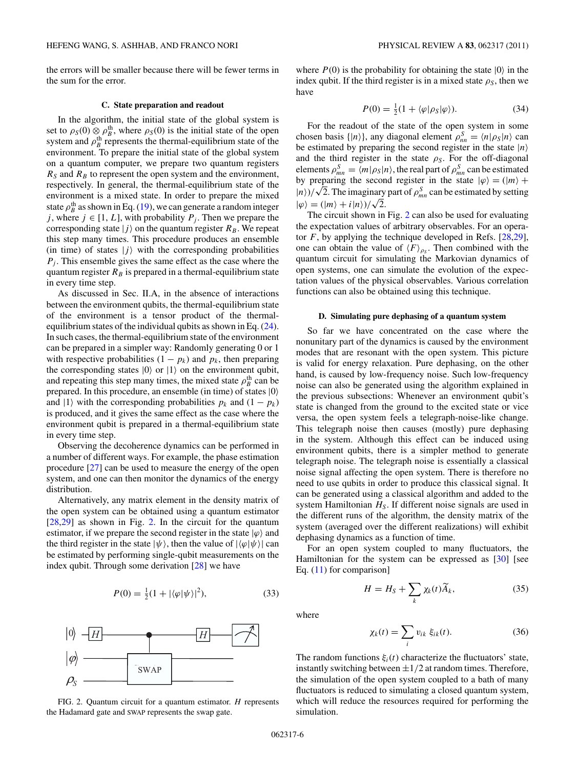the errors will be smaller because there will be fewer terms in the sum for the error.

### C. State preparation and readout

In the algorithm, the initial state of the global system is set to $\rho_S(0) \otimes \rho_B^{\text{th}}$, where $\rho_S(0)$ is the initial state of the open system and $\rho_B^{\text{th}}$ represents the thermal-equilibrium state of the environment. To prepare the initial state of the global system on a quantum computer, we prepare two quantum registers $R_S$ and $R_B$ to represent the open system and the environment, respectively. In general, the thermal-equilibrium state of the environment is a mixed state. In order to prepare the mixed state $\rho_B^{\text{th}}$ as shown in Eq. (19), we can generate a random integer $j$, where $j \in [1, L]$, with probability $P_j$. Then we prepare the corresponding state $|j\rangle$ on the quantum register $R_B$. We repeat this step many times. This procedure produces an ensemble (in time) of states $|j\rangle$ with the corresponding probabilities $P_j$. This ensemble gives the same effect as the case where the quantum register $R_B$ is prepared in a thermal-equilibrium state in every time step.

As discussed in Sec. II.A, in the absence of interactions between the environment qubits, the thermal-equilibrium state of the environment is a tensor product of the thermal-equilibrium states of the individual qubits as shown in Eq. (24). In such cases, the thermal-equilibrium state of the environment can be prepared in a simpler way: Randomly generating 0 or 1 with respective probabilities $(1 - p_k)$ and $p_k$, then preparing the corresponding states $|0\rangle$ or $|1\rangle$ on the environment qubit, and repeating this step many times, the mixed state $\rho_B^{\text{th}}$ can be prepared. In this procedure, an ensemble (in time) of states $|0\rangle$ and $|1\rangle$ with the corresponding probabilities $p_k$ and $(1 - p_k)$ is produced, and it gives the same effect as the case where the environment qubit is prepared in a thermal-equilibrium state in every time step.

Observing the decoherence dynamics can be performed in a number of different ways. For example, the phase estimation procedure [27] can be used to measure the energy of the open system, and one can then monitor the dynamics of the energy distribution.

Alternatively, any matrix element in the density matrix of the open system can be obtained using a quantum estimator [28,29] as shown in Fig. 2. In the circuit for the quantum estimator, if we prepare the second register in the state $|\varphi\rangle$ and the third register in the state $|\psi\rangle$, then the value of $|\langle\varphi|\psi\rangle|$ can be estimated by performing single-qubit measurements on the index qubit. Through some derivation [28] we have

$$P(0) = \tfrac{1}{2}(1 + |\langle\varphi|\psi\rangle|^2), \tag{33}$$

FIG. 2. Quantum circuit for a quantum estimator. $H$ represents the Hadamard gate and SWAP represents the swap gate.

where $P(0)$ is the probability for obtaining the state $|0\rangle$ in the index qubit. If the third register is in a mixed state $\rho_S$, then we have

$$P(0) = \tfrac{1}{2}(1 + \langle\varphi|\rho_S|\varphi\rangle). \tag{34}$$

For the readout of the state of the open system in some chosen basis $\{|n\rangle\}$, any diagonal element $\rho_{nn}^S = \langle n|\rho_S|n\rangle$ can be estimated by preparing the second register in the state $|n\rangle$ and the third register in the state $\rho_S$. For the off-diagonal elements $\rho_{mn}^S = \langle m|\rho_S|n\rangle$, the real part of $\rho_{mn}^S$ can be estimated by preparing the second register in the state $|\varphi\rangle = (|m\rangle + |n\rangle)/\sqrt{2}$. The imaginary part of $\rho_{mn}^S$ can be estimated by setting $|\varphi\rangle = (|m\rangle + i|n\rangle)/\sqrt{2}$.

The circuit shown in Fig. 2 can also be used for evaluating the expectation values of arbitrary observables. For an operator $F$, by applying the technique developed in Refs. [28,29], one can obtain the value of $\langle F\rangle_{\rho_S}$. Then combined with the quantum circuit for simulating the Markovian dynamics of open systems, one can simulate the evolution of the expectation values of the physical observables. Various correlation functions can also be obtained using this technique.

### D. Simulating pure dephasing of a quantum system

So far we have concentrated on the case where the nonunitary part of the dynamics is caused by the environment modes that are resonant with the open system. This picture is valid for energy relaxation. Pure dephasing, on the other hand, is caused by low-frequency noise. Such low-frequency noise can also be generated using the algorithm explained in the previous subsections: Whenever an environment qubit's state is changed from the ground to the excited state or vice versa, the open system feels a telegraph-noise-like change. This telegraph noise then causes (mostly) pure dephasing in the system. Although this effect can be induced using environment qubits, there is a simpler method to generate telegraph noise. The telegraph noise is essentially a classical noise signal affecting the open system. There is therefore no need to use qubits in order to produce this classical signal. It can be generated using a classical algorithm and added to the system Hamiltonian $H_S$. If different noise signals are used in the different runs of the algorithm, the density matrix of the system (averaged over the different realizations) will exhibit dephasing dynamics as a function of time.

For an open system coupled to many fluctuators, the Hamiltonian for the system can be expressed as [30] [see Eq. (11) for comparison]

$$H = H_S + \sum_k \chi_k(t)\widetilde{A}_k, \tag{35}$$

where

$$\chi_k(t) = \sum_i v_{ik}\, \xi_{ik}(t). \tag{36}$$

The random functions $\xi_i(t)$ characterize the fluctuators' state, instantly switching between $\pm 1/2$ at random times. Therefore, the simulation of the open system coupled to a bath of many fluctuators is reduced to simulating a closed quantum system, which will reduce the resources required for performing the simulation.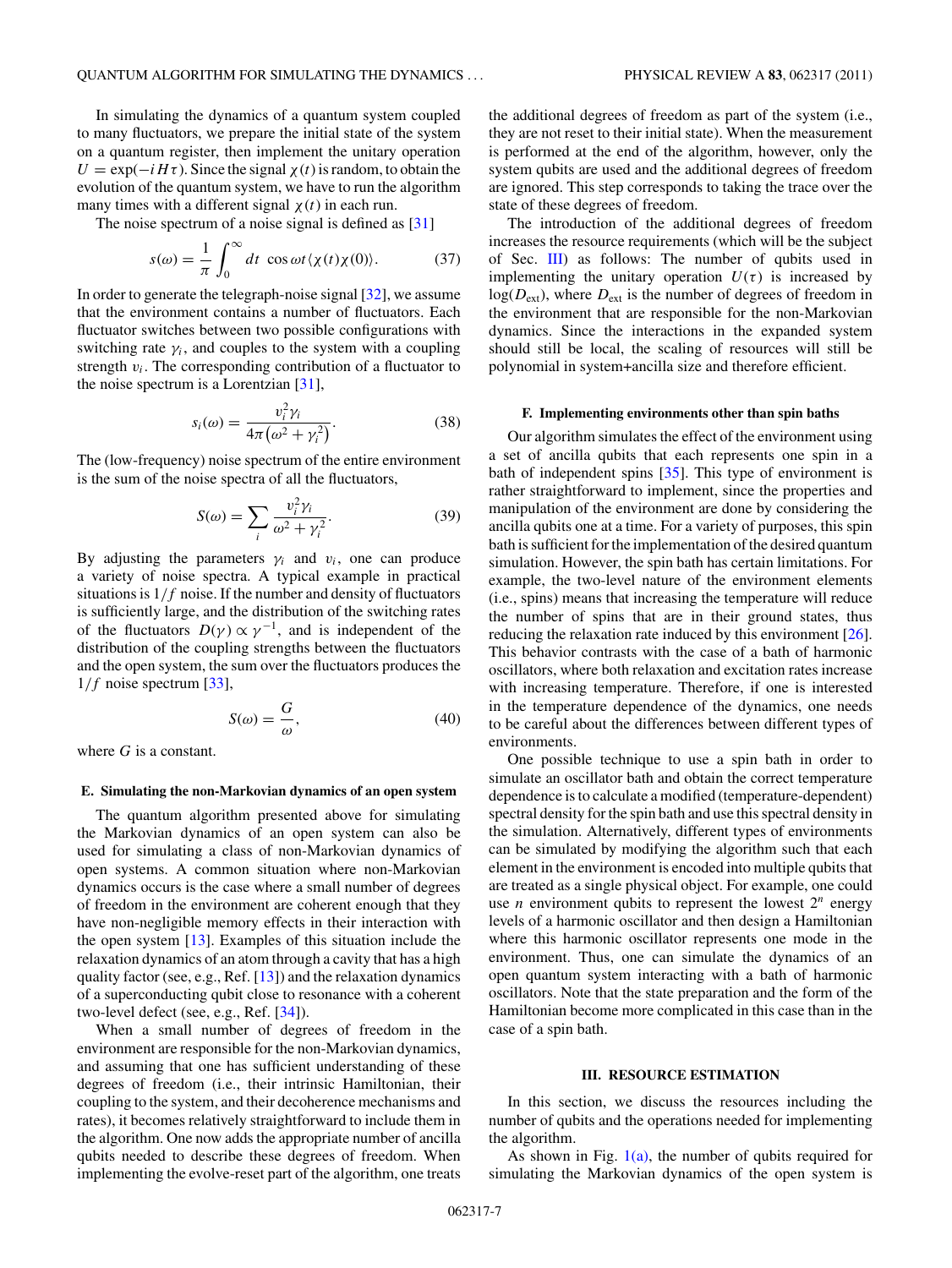In simulating the dynamics of a quantum system coupled to many fluctuators, we prepare the initial state of the system on a quantum register, then implement the unitary operation $U = \exp(-iH\tau)$. Since the signal $\chi(t)$ is random, to obtain the evolution of the quantum system, we have to run the algorithm many times with a different signal $\chi(t)$ in each run.

The noise spectrum of a noise signal is defined as [31]

$$s(\omega) = \frac{1}{\pi}\int_0^\infty dt\ \cos\omega t\langle\chi(t)\chi(0)\rangle. \tag{37}$$

In order to generate the telegraph-noise signal [32], we assume that the environment contains a number of fluctuators. Each fluctuator switches between two possible configurations with switching rate $\gamma_i$, and couples to the system with a coupling strength $v_i$. The corresponding contribution of a fluctuator to the noise spectrum is a Lorentzian [31],

$$s_i(\omega) = \frac{v_i^2\gamma_i}{4\pi\left(\omega^2 + \gamma_i^2\right)}. \tag{38}$$

The (low-frequency) noise spectrum of the entire environment is the sum of the noise spectra of all the fluctuators,

$$S(\omega) = \sum_i \frac{v_i^2\gamma_i}{\omega^2 + \gamma_i^2}. \tag{39}$$

By adjusting the parameters $\gamma_i$ and $v_i$, one can produce a variety of noise spectra. A typical example in practical situations is $1/f$ noise. If the number and density of fluctuators is sufficiently large, and the distribution of the switching rates of the fluctuators $D(\gamma) \propto \gamma^{-1}$, and is independent of the distribution of the coupling strengths between the fluctuators and the open system, the sum over the fluctuators produces the $1/f$ noise spectrum [33],

$$S(\omega) = \frac{G}{\omega}, \tag{40}$$

where $G$ is a constant.

### E. Simulating the non-Markovian dynamics of an open system

The quantum algorithm presented above for simulating the Markovian dynamics of an open system can also be used for simulating a class of non-Markovian dynamics of open systems. A common situation where non-Markovian dynamics occurs is the case where a small number of degrees of freedom in the environment are coherent enough that they have non-negligible memory effects in their interaction with the open system [13]. Examples of this situation include the relaxation dynamics of an atom through a cavity that has a high quality factor (see, e.g., Ref. [13]) and the relaxation dynamics of a superconducting qubit close to resonance with a coherent two-level defect (see, e.g., Ref. [34]).

When a small number of degrees of freedom in the environment are responsible for the non-Markovian dynamics, and assuming that one has sufficient understanding of these degrees of freedom (i.e., their intrinsic Hamiltonian, their coupling to the system, and their decoherence mechanisms and rates), it becomes relatively straightforward to include them in the algorithm. One now adds the appropriate number of ancilla qubits needed to describe these degrees of freedom. When implementing the evolve-reset part of the algorithm, one treats the additional degrees of freedom as part of the system (i.e., they are not reset to their initial state). When the measurement is performed at the end of the algorithm, however, only the system qubits are used and the additional degrees of freedom are ignored. This step corresponds to taking the trace over the state of these degrees of freedom.

The introduction of the additional degrees of freedom increases the resource requirements (which will be the subject of Sec. III) as follows: The number of qubits used in implementing the unitary operation $U(\tau)$ is increased by $\log(D_{\rm ext})$, where $D_{\rm ext}$ is the number of degrees of freedom in the environment that are responsible for the non-Markovian dynamics. Since the interactions in the expanded system should still be local, the scaling of resources will still be polynomial in system+ancilla size and therefore efficient.

### F. Implementing environments other than spin baths

Our algorithm simulates the effect of the environment using a set of ancilla qubits that each represents one spin in a bath of independent spins [35]. This type of environment is rather straightforward to implement, since the properties and manipulation of the environment are done by considering the ancilla qubits one at a time. For a variety of purposes, this spin bath is sufficient for the implementation of the desired quantum simulation. However, the spin bath has certain limitations. For example, the two-level nature of the environment elements (i.e., spins) means that increasing the temperature will reduce the number of spins that are in their ground states, thus reducing the relaxation rate induced by this environment [26]. This behavior contrasts with the case of a bath of harmonic oscillators, where both relaxation and excitation rates increase with increasing temperature. Therefore, if one is interested in the temperature dependence of the dynamics, one needs to be careful about the differences between different types of environments.

One possible technique to use a spin bath in order to simulate an oscillator bath and obtain the correct temperature dependence is to calculate a modified (temperature-dependent) spectral density for the spin bath and use this spectral density in the simulation. Alternatively, different types of environments can be simulated by modifying the algorithm such that each element in the environment is encoded into multiple qubits that are treated as a single physical object. For example, one could use $n$ environment qubits to represent the lowest $2^n$ energy levels of a harmonic oscillator and then design a Hamiltonian where this harmonic oscillator represents one mode in the environment. Thus, one can simulate the dynamics of an open quantum system interacting with a bath of harmonic oscillators. Note that the state preparation and the form of the Hamiltonian become more complicated in this case than in the case of a spin bath.

## III. RESOURCE ESTIMATION

In this section, we discuss the resources including the number of qubits and the operations needed for implementing the algorithm.

As shown in Fig. 1(a), the number of qubits required for simulating the Markovian dynamics of the open system is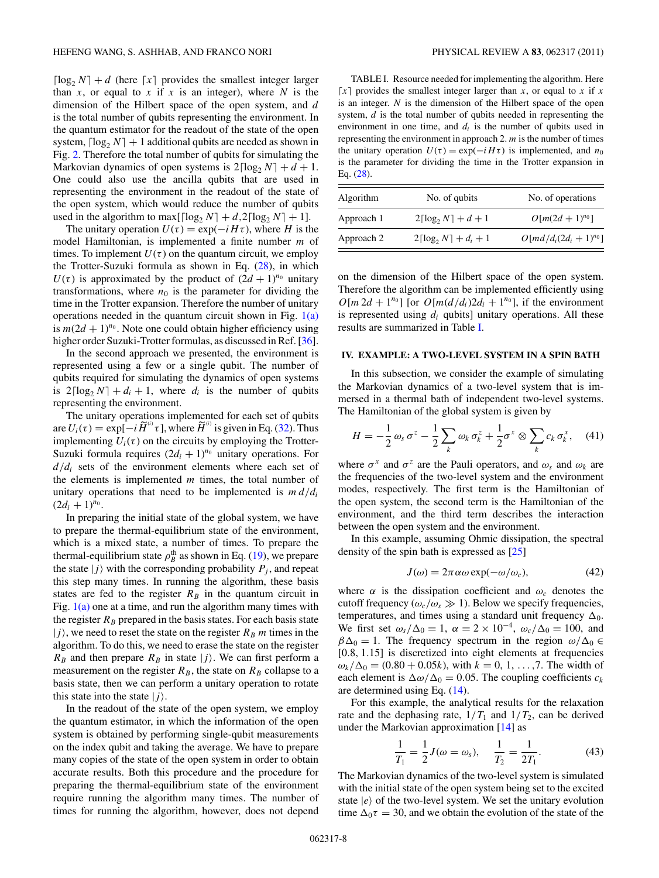$\lceil \log_2 N \rceil + d$ (here $\lceil x \rceil$ provides the smallest integer larger than $x$, or equal to $x$ if $x$ is an integer), where $N$ is the dimension of the Hilbert space of the open system, and $d$ is the total number of qubits representing the environment. In the quantum estimator for the readout of the state of the open system, $\lceil \log_2 N \rceil + 1$ additional qubits are needed as shown in Fig. 2. Therefore the total number of qubits for simulating the Markovian dynamics of open systems is $2\lceil \log_2 N \rceil + d + 1$. One could also use the ancilla qubits that are used in representing the environment in the readout of the state of the open system, which would reduce the number of qubits used in the algorithm to $\max[\lceil \log_2 N \rceil + d, 2\lceil \log_2 N \rceil + 1]$.

The unitary operation $U(\tau) = \exp(-iH\tau)$, where $H$ is the model Hamiltonian, is implemented a finite number $m$ of times. To implement $U(\tau)$ on the quantum circuit, we employ the Trotter-Suzuki formula as shown in Eq. (28), in which $U(\tau)$ is approximated by the product of $(2d+1)^{n_0}$ unitary transformations, where $n_0$ is the parameter for dividing the time in the Trotter expansion. Therefore the number of unitary operations needed in the quantum circuit shown in Fig. 1(a) is $m(2d+1)^{n_0}$. Note one could obtain higher efficiency using higher order Suzuki-Trotter formulas, as discussed in Ref. [36].

In the second approach we presented, the environment is represented using a few or a single qubit. The number of qubits required for simulating the dynamics of open systems is $2\lceil \log_2 N \rceil + d_i + 1$, where $d_i$ is the number of qubits representing the environment.

The unitary operations implemented for each set of qubits are $U_i(\tau) = \exp[-i\widetilde{H}^{(i)}\tau]$, where $\widetilde{H}^{(i)}$ is given in Eq. (32). Thus implementing $U_i(\tau)$ on the circuits by employing the Trotter-Suzuki formula requires $(2d_i+1)^{n_0}$ unitary operations. For $d/d_i$ sets of the environment elements where each set of the elements is implemented $m$ times, the total number of unitary operations that need to be implemented is $m\, d/d_i$ $(2d_i+1)^{n_0}$.

In preparing the initial state of the global system, we have to prepare the thermal-equilibrium state of the environment, which is a mixed state, a number of times. To prepare the thermal-equilibrium state $\rho_B^{\text{th}}$ as shown in Eq. (19), we prepare the state $|j\rangle$ with the corresponding probability $P_j$, and repeat this step many times. In running the algorithm, these basis states are fed to the register $R_B$ in the quantum circuit in Fig. 1(a) one at a time, and run the algorithm many times with the register $R_B$ prepared in the basis states. For each basis state $|j\rangle$, we need to reset the state on the register $R_B$ $m$ times in the algorithm. To do this, we need to erase the state on the register $R_B$ and then prepare $R_B$ in state $|j\rangle$. We can first perform a measurement on the register $R_B$, the state on $R_B$ collapse to a basis state, then we can perform a unitary operation to rotate this state into the state $|j\rangle$.

In the readout of the state of the open system, we employ the quantum estimator, in which the information of the open system is obtained by performing single-qubit measurements on the index qubit and taking the average. We have to prepare many copies of the state of the open system in order to obtain accurate results. Both this procedure and the procedure for preparing the thermal-equilibrium state of the environment require running the algorithm many times. The number of times for running the algorithm, however, does not depend on the dimension of the Hilbert space of the open system. Therefore the algorithm can be implemented efficiently using $O[m\,2d+1^{n_0}]$ [or $O[m(d/d_i)2d_i+1^{n_0}]$, if the environment is represented using $d_i$ qubits] unitary operations. All these results are summarized in Table I.

TABLE I. Resource needed for implementing the algorithm. Here $\lceil x \rceil$ provides the smallest integer larger than $x$, or equal to $x$ if $x$ is an integer. $N$ is the dimension of the Hilbert space of the open system, $d$ is the total number of qubits needed in representing the environment in one time, and $d_i$ is the number of qubits used in representing the environment in approach 2. $m$ is the number of times the unitary operation $U(\tau) = \exp(-iH\tau)$ is implemented, and $n_0$ is the parameter for dividing the time in the Trotter expansion in Eq. (28).

| Algorithm | No. of qubits | No. of operations |
|---|---|---|
| Approach 1 | $2\lceil \log_2 N \rceil + d + 1$ | $O[m(2d+1)^{n_0}]$ |
| Approach 2 | $2\lceil \log_2 N \rceil + d_i + 1$ | $O[md/d_i(2d_i+1)^{n_0}]$ |

## IV. EXAMPLE: A TWO-LEVEL SYSTEM IN A SPIN BATH

In this subsection, we consider the example of simulating the Markovian dynamics of a two-level system that is immersed in a thermal bath of independent two-level systems. The Hamiltonian of the global system is given by

$$H = -\frac{1}{2}\,\omega_s\,\sigma^z - \frac{1}{2}\sum_k \omega_k\,\sigma_k^z + \frac{1}{2}\sigma^x \otimes \sum_k c_k\,\sigma_k^x, \quad (41)$$

where $\sigma^x$ and $\sigma^z$ are the Pauli operators, and $\omega_s$ and $\omega_k$ are the frequencies of the two-level system and the environment modes, respectively. The first term is the Hamiltonian of the open system, the second term is the Hamiltonian of the environment, and the third term describes the interaction between the open system and the environment.

In this example, assuming Ohmic dissipation, the spectral density of the spin bath is expressed as [25]

$$J(\omega) = 2\pi\alpha\omega\exp(-\omega/\omega_c), \quad (42)$$

where $\alpha$ is the dissipation coefficient and $\omega_c$ denotes the cutoff frequency ($\omega_c/\omega_s \gg 1$). Below we specify frequencies, temperatures, and times using a standard unit frequency $\Delta_0$. We first set $\omega_s/\Delta_0 = 1$, $\alpha = 2\times 10^{-4}$, $\omega_c/\Delta_0 = 100$, and $\beta\Delta_0 = 1$. The frequency spectrum in the region $\omega/\Delta_0 \in [0.8, 1.15]$ is discretized into eight elements at frequencies $\omega_k/\Delta_0 = (0.80 + 0.05k)$, with $k = 0, 1, \ldots, 7$. The width of each element is $\Delta\omega/\Delta_0 = 0.05$. The coupling coefficients $c_k$ are determined using Eq. (14).

For this example, the analytical results for the relaxation rate and the dephasing rate, $1/T_1$ and $1/T_2$, can be derived under the Markovian approximation [14] as

$$\frac{1}{T_1} = \frac{1}{2}J(\omega = \omega_s), \quad \frac{1}{T_2} = \frac{1}{2T_1}. \quad (43)$$

The Markovian dynamics of the two-level system is simulated with the initial state of the open system being set to the excited state $|e\rangle$ of the two-level system. We set the unitary evolution time $\Delta_0\tau = 30$, and we obtain the evolution of the state of the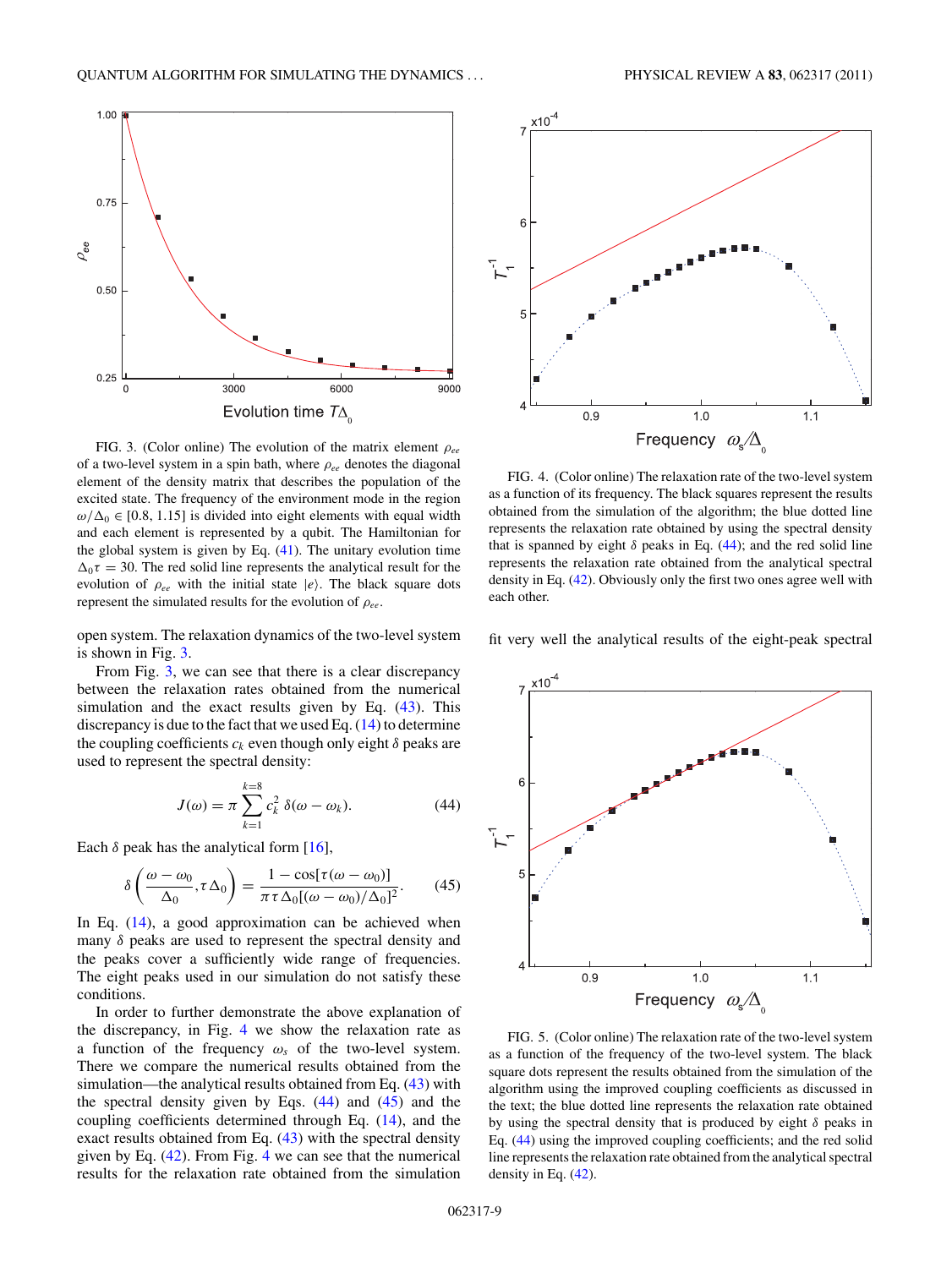FIG. 3. (Color online) The evolution of the matrix element $\rho_{ee}$ of a two-level system in a spin bath, where $\rho_{ee}$ denotes the diagonal element of the density matrix that describes the population of the excited state. The frequency of the environment mode in the region $\omega/\Delta_0 \in [0.8, 1.15]$ is divided into eight elements with equal width and each element is represented by a qubit. The Hamiltonian for the global system is given by Eq. (41). The unitary evolution time $\Delta_0\tau = 30$. The red solid line represents the analytical result for the evolution of $\rho_{ee}$ with the initial state $|e\rangle$. The black square dots represent the simulated results for the evolution of $\rho_{ee}$.

open system. The relaxation dynamics of the two-level system is shown in Fig. 3.

From Fig. 3, we can see that there is a clear discrepancy between the relaxation rates obtained from the numerical simulation and the exact results given by Eq. (43). This discrepancy is due to the fact that we used Eq. (14) to determine the coupling coefficients $c_k$ even though only eight $\delta$ peaks are used to represent the spectral density:

$$J(\omega) = \pi \sum_{k=1}^{k=8} c_k^2 \, \delta(\omega - \omega_k). \tag{44}$$

Each $\delta$ peak has the analytical form [16],

$$\delta\left(\frac{\omega - \omega_0}{\Delta_0}, \tau\Delta_0\right) = \frac{1 - \cos[\tau(\omega - \omega_0)]}{\pi\tau\Delta_0[(\omega - \omega_0)/\Delta_0]^2}. \tag{45}$$

In Eq. (14), a good approximation can be achieved when many $\delta$ peaks are used to represent the spectral density and the peaks cover a sufficiently wide range of frequencies. The eight peaks used in our simulation do not satisfy these conditions.

In order to further demonstrate the above explanation of the discrepancy, in Fig. 4 we show the relaxation rate as a function of the frequency $\omega_s$ of the two-level system. There we compare the numerical results obtained from the simulation—the analytical results obtained from Eq. (43) with the spectral density given by Eqs. (44) and (45) and the coupling coefficients determined through Eq. (14), and the exact results obtained from Eq. (43) with the spectral density given by Eq. (42). From Fig. 4 we can see that the numerical results for the relaxation rate obtained from the simulation

FIG. 4. (Color online) The relaxation rate of the two-level system as a function of its frequency. The black squares represent the results obtained from the simulation of the algorithm; the blue dotted line represents the relaxation rate obtained by using the spectral density that is spanned by eight $\delta$ peaks in Eq. (44); and the red solid line represents the relaxation rate obtained from the analytical spectral density in Eq. (42). Obviously only the first two ones agree well with each other.

fit very well the analytical results of the eight-peak spectral

FIG. 5. (Color online) The relaxation rate of the two-level system as a function of the frequency of the two-level system. The black square dots represent the results obtained from the simulation of the algorithm using the improved coupling coefficients as discussed in the text; the blue dotted line represents the relaxation rate obtained by using the spectral density that is produced by eight $\delta$ peaks in Eq. (44) using the improved coupling coefficients; and the red solid line represents the relaxation rate obtained from the analytical spectral density in Eq. (42).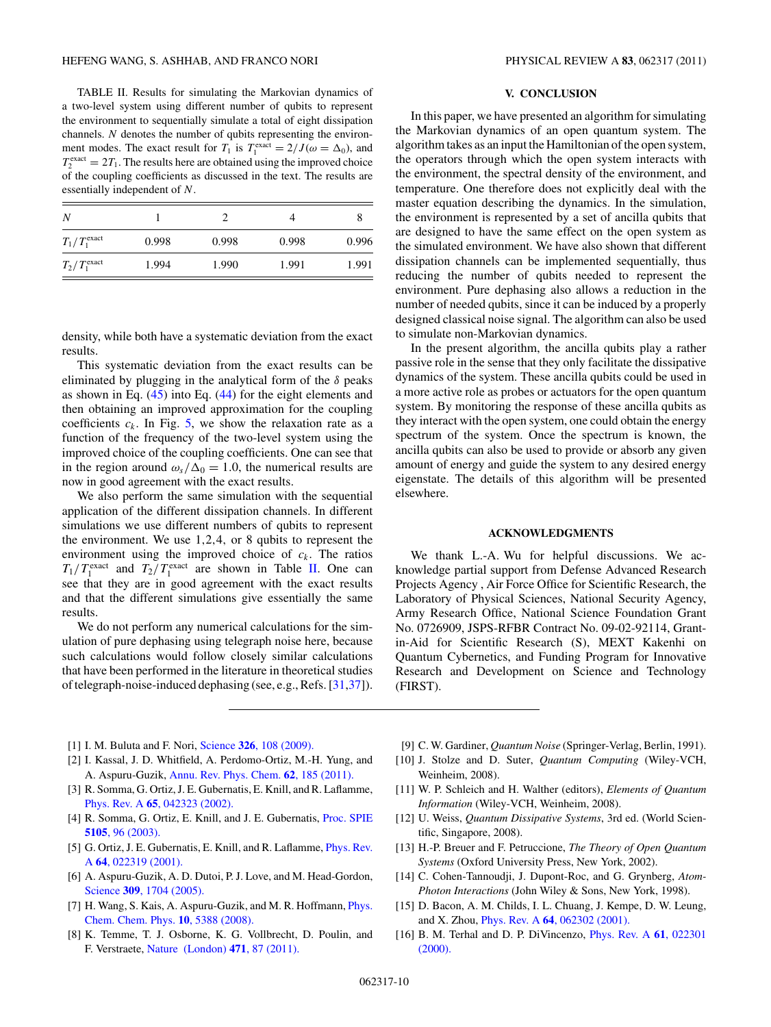TABLE II. Results for simulating the Markovian dynamics of a two-level system using different number of qubits to represent the environment to sequentially simulate a total of eight dissipation channels. $N$ denotes the number of qubits representing the environment modes. The exact result for $T_1$ is $T_1^{\text{exact}} = 2/J(\omega = \Delta_0)$, and $T_2^{\text{exact}} = 2T_1$. The results here are obtained using the improved choice of the coupling coefficients as discussed in the text. The results are essentially independent of $N$.

| $N$ | 1 | 2 | 4 | 8 |
|---|---|---|---|---|
| $T_1/T_1^{\text{exact}}$ | 0.998 | 0.998 | 0.998 | 0.996 |
| $T_2/T_1^{\text{exact}}$ | 1.994 | 1.990 | 1.991 | 1.991 |

density, while both have a systematic deviation from the exact results.

This systematic deviation from the exact results can be eliminated by plugging in the analytical form of the $\delta$ peaks as shown in Eq. (45) into Eq. (44) for the eight elements and then obtaining an improved approximation for the coupling coefficients $c_k$. In Fig. 5, we show the relaxation rate as a function of the frequency of the two-level system using the improved choice of the coupling coefficients. One can see that in the region around $\omega_s/\Delta_0 = 1.0$, the numerical results are now in good agreement with the exact results.

We also perform the same simulation with the sequential application of the different dissipation channels. In different simulations we use different numbers of qubits to represent the environment. We use 1,2,4, or 8 qubits to represent the environment using the improved choice of $c_k$. The ratios $T_1/T_1^{\text{exact}}$ and $T_2/T_1^{\text{exact}}$ are shown in Table II. One can see that they are in good agreement with the exact results and that the different simulations give essentially the same results.

We do not perform any numerical calculations for the simulation of pure dephasing using telegraph noise here, because such calculations would follow closely similar calculations that have been performed in the literature in theoretical studies of telegraph-noise-induced dephasing (see, e.g., Refs. [31,37]).

## V. CONCLUSION

In this paper, we have presented an algorithm for simulating the Markovian dynamics of an open quantum system. The algorithm takes as an input the Hamiltonian of the open system, the operators through which the open system interacts with the environment, the spectral density of the environment, and temperature. One therefore does not explicitly deal with the master equation describing the dynamics. In the simulation, the environment is represented by a set of ancilla qubits that are designed to have the same effect on the open system as the simulated environment. We have also shown that different dissipation channels can be implemented sequentially, thus reducing the number of qubits needed to represent the environment. Pure dephasing also allows a reduction in the number of needed qubits, since it can be induced by a properly designed classical noise signal. The algorithm can also be used to simulate non-Markovian dynamics.

In the present algorithm, the ancilla qubits play a rather passive role in the sense that they only facilitate the dissipative dynamics of the system. These ancilla qubits could be used in a more active role as probes or actuators for the open quantum system. By monitoring the response of these ancilla qubits as they interact with the open system, one could obtain the energy spectrum of the system. Once the spectrum is known, the ancilla qubits can also be used to provide or absorb any given amount of energy and guide the system to any desired energy eigenstate. The details of this algorithm will be presented elsewhere.

## ACKNOWLEDGMENTS

We thank L.-A. Wu for helpful discussions. We acknowledge partial support from Defense Advanced Research Projects Agency , Air Force Office for Scientific Research, the Laboratory of Physical Sciences, National Security Agency, Army Research Office, National Science Foundation Grant No. 0726909, JSPS-RFBR Contract No. 09-02-92114, Grant-in-Aid for Scientific Research (S), MEXT Kakenhi on Quantum Cybernetics, and Funding Program for Innovative Research and Development on Science and Technology (FIRST).

---

[1] I. M. Buluta and F. Nori, Science **326**, 108 (2009).
[2] I. Kassal, J. D. Whitfield, A. Perdomo-Ortiz, M.-H. Yung, and A. Aspuru-Guzik, Annu. Rev. Phys. Chem. **62**, 185 (2011).
[3] R. Somma, G. Ortiz, J. E. Gubernatis, E. Knill, and R. Laflamme, Phys. Rev. A **65**, 042323 (2002).
[4] R. Somma, G. Ortiz, E. Knill, and J. E. Gubernatis, Proc. SPIE **5105**, 96 (2003).
[5] G. Ortiz, J. E. Gubernatis, E. Knill, and R. Laflamme, Phys. Rev. A **64**, 022319 (2001).
[6] A. Aspuru-Guzik, A. D. Dutoi, P. J. Love, and M. Head-Gordon, Science **309**, 1704 (2005).
[7] H. Wang, S. Kais, A. Aspuru-Guzik, and M. R. Hoffmann, Phys. Chem. Chem. Phys. **10**, 5388 (2008).
[8] K. Temme, T. J. Osborne, K. G. Vollbrecht, D. Poulin, and F. Verstraete, Nature (London) **471**, 87 (2011).
[9] C. W. Gardiner, *Quantum Noise* (Springer-Verlag, Berlin, 1991).
[10] J. Stolze and D. Suter, *Quantum Computing* (Wiley-VCH, Weinheim, 2008).
[11] W. P. Schleich and H. Walther (editors), *Elements of Quantum Information* (Wiley-VCH, Weinheim, 2008).
[12] U. Weiss, *Quantum Dissipative Systems*, 3rd ed. (World Scientific, Singapore, 2008).
[13] H.-P. Breuer and F. Petruccione, *The Theory of Open Quantum Systems* (Oxford University Press, New York, 2002).
[14] C. Cohen-Tannoudji, J. Dupont-Roc, and G. Grynberg, *Atom-Photon Interactions* (John Wiley & Sons, New York, 1998).
[15] D. Bacon, A. M. Childs, I. L. Chuang, J. Kempe, D. W. Leung, and X. Zhou, Phys. Rev. A **64**, 062302 (2001).
[16] B. M. Terhal and D. P. DiVincenzo, Phys. Rev. A **61**, 022301 (2000).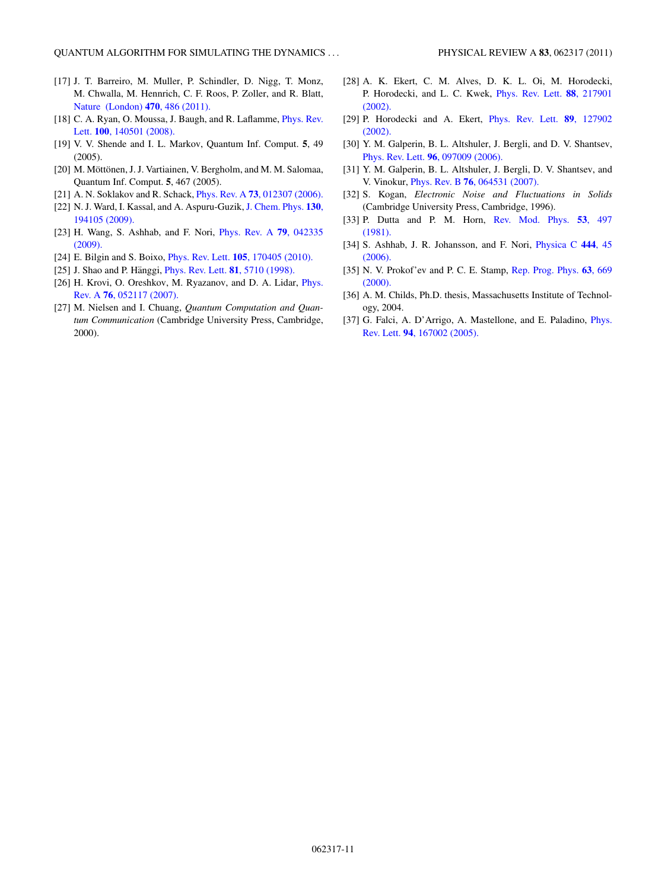[17] J. T. Barreiro, M. Muller, P. Schindler, D. Nigg, T. Monz, M. Chwalla, M. Hennrich, C. F. Roos, P. Zoller, and R. Blatt, Nature (London) **470**, 486 (2011).

[18] C. A. Ryan, O. Moussa, J. Baugh, and R. Laflamme, Phys. Rev. Lett. **100**, 140501 (2008).

[19] V. V. Shende and I. L. Markov, Quantum Inf. Comput. **5**, 49 (2005).

[20] M. Möttönen, J. J. Vartiainen, V. Bergholm, and M. M. Salomaa, Quantum Inf. Comput. **5**, 467 (2005).

[21] A. N. Soklakov and R. Schack, Phys. Rev. A **73**, 012307 (2006).

[22] N. J. Ward, I. Kassal, and A. Aspuru-Guzik, J. Chem. Phys. **130**, 194105 (2009).

[23] H. Wang, S. Ashhab, and F. Nori, Phys. Rev. A **79**, 042335 (2009).

[24] E. Bilgin and S. Boixo, Phys. Rev. Lett. **105**, 170405 (2010).

[25] J. Shao and P. Hänggi, Phys. Rev. Lett. **81**, 5710 (1998).

[26] H. Krovi, O. Oreshkov, M. Ryazanov, and D. A. Lidar, Phys. Rev. A **76**, 052117 (2007).

[27] M. Nielsen and I. Chuang, *Quantum Computation and Quantum Communication* (Cambridge University Press, Cambridge, 2000).

[28] A. K. Ekert, C. M. Alves, D. K. L. Oi, M. Horodecki, P. Horodecki, and L. C. Kwek, Phys. Rev. Lett. **88**, 217901 (2002).

[29] P. Horodecki and A. Ekert, Phys. Rev. Lett. **89**, 127902 (2002).

[30] Y. M. Galperin, B. L. Altshuler, J. Bergli, and D. V. Shantsev, Phys. Rev. Lett. **96**, 097009 (2006).

[31] Y. M. Galperin, B. L. Altshuler, J. Bergli, D. V. Shantsev, and V. Vinokur, Phys. Rev. B **76**, 064531 (2007).

[32] S. Kogan, *Electronic Noise and Fluctuations in Solids* (Cambridge University Press, Cambridge, 1996).

[33] P. Dutta and P. M. Horn, Rev. Mod. Phys. **53**, 497 (1981).

[34] S. Ashhab, J. R. Johansson, and F. Nori, Physica C **444**, 45 (2006).

[35] N. V. Prokof'ev and P. C. E. Stamp, Rep. Prog. Phys. **63**, 669 (2000).

[36] A. M. Childs, Ph.D. thesis, Massachusetts Institute of Technology, 2004.

[37] G. Falci, A. D'Arrigo, A. Mastellone, and E. Paladino, Phys. Rev. Lett. **94**, 167002 (2005).